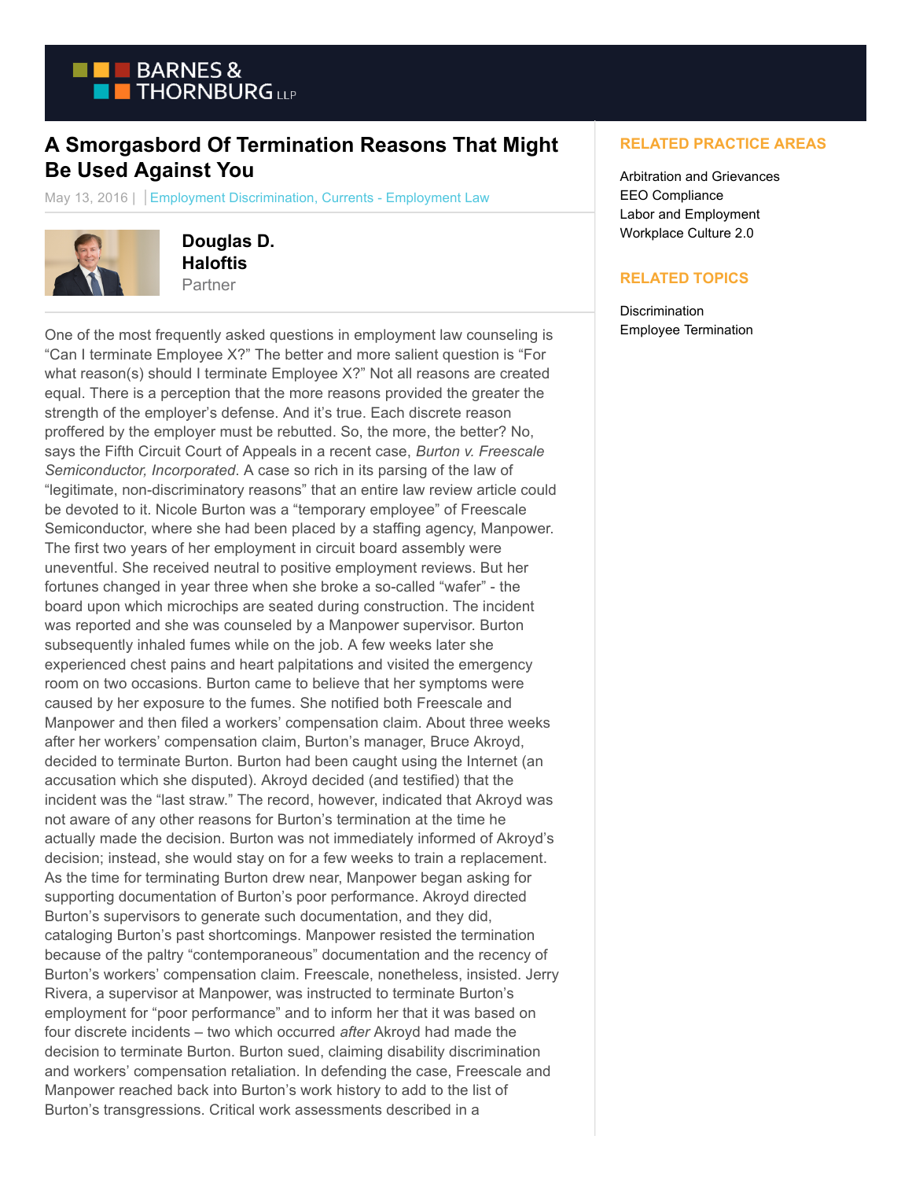# A Smorgasbord Of Termination Reasons That Might Be Used Against You

May 13, 2016 | Employment Discrimination, Currents - Employment Law

**Douglas D. Haloftis**
Partner

One of the most frequently asked questions in employment law counseling is "Can I terminate Employee X?" The better and more salient question is "For what reason(s) should I terminate Employee X?" Not all reasons are created equal. There is a perception that the more reasons provided the greater the strength of the employer's defense. And it's true. Each discrete reason proffered by the employer must be rebutted. So, the more, the better? No, says the Fifth Circuit Court of Appeals in a recent case, *Burton v. Freescale Semiconductor, Incorporated*. A case so rich in its parsing of the law of "legitimate, non-discriminatory reasons" that an entire law review article could be devoted to it. Nicole Burton was a "temporary employee" of Freescale Semiconductor, where she had been placed by a staffing agency, Manpower. The first two years of her employment in circuit board assembly were uneventful. She received neutral to positive employment reviews. But her fortunes changed in year three when she broke a so-called "wafer" - the board upon which microchips are seated during construction. The incident was reported and she was counseled by a Manpower supervisor. Burton subsequently inhaled fumes while on the job. A few weeks later she experienced chest pains and heart palpitations and visited the emergency room on two occasions. Burton came to believe that her symptoms were caused by her exposure to the fumes. She notified both Freescale and Manpower and then filed a workers' compensation claim. About three weeks after her workers' compensation claim, Burton's manager, Bruce Akroyd, decided to terminate Burton. Burton had been caught using the Internet (an accusation which she disputed). Akroyd decided (and testified) that the incident was the "last straw." The record, however, indicated that Akroyd was not aware of any other reasons for Burton's termination at the time he actually made the decision. Burton was not immediately informed of Akroyd's decision; instead, she would stay on for a few weeks to train a replacement. As the time for terminating Burton drew near, Manpower began asking for supporting documentation of Burton's poor performance. Akroyd directed Burton's supervisors to generate such documentation, and they did, cataloging Burton's past shortcomings. Manpower resisted the termination because of the paltry "contemporaneous" documentation and the recency of Burton's workers' compensation claim. Freescale, nonetheless, insisted. Jerry Rivera, a supervisor at Manpower, was instructed to terminate Burton's employment for "poor performance" and to inform her that it was based on four discrete incidents – two which occurred *after* Akroyd had made the decision to terminate Burton. Burton sued, claiming disability discrimination and workers' compensation retaliation. In defending the case, Freescale and Manpower reached back into Burton's work history to add to the list of Burton's transgressions. Critical work assessments described in a

## RELATED PRACTICE AREAS

Arbitration and Grievances
EEO Compliance
Labor and Employment
Workplace Culture 2.0

## RELATED TOPICS

Discrimination
Employee Termination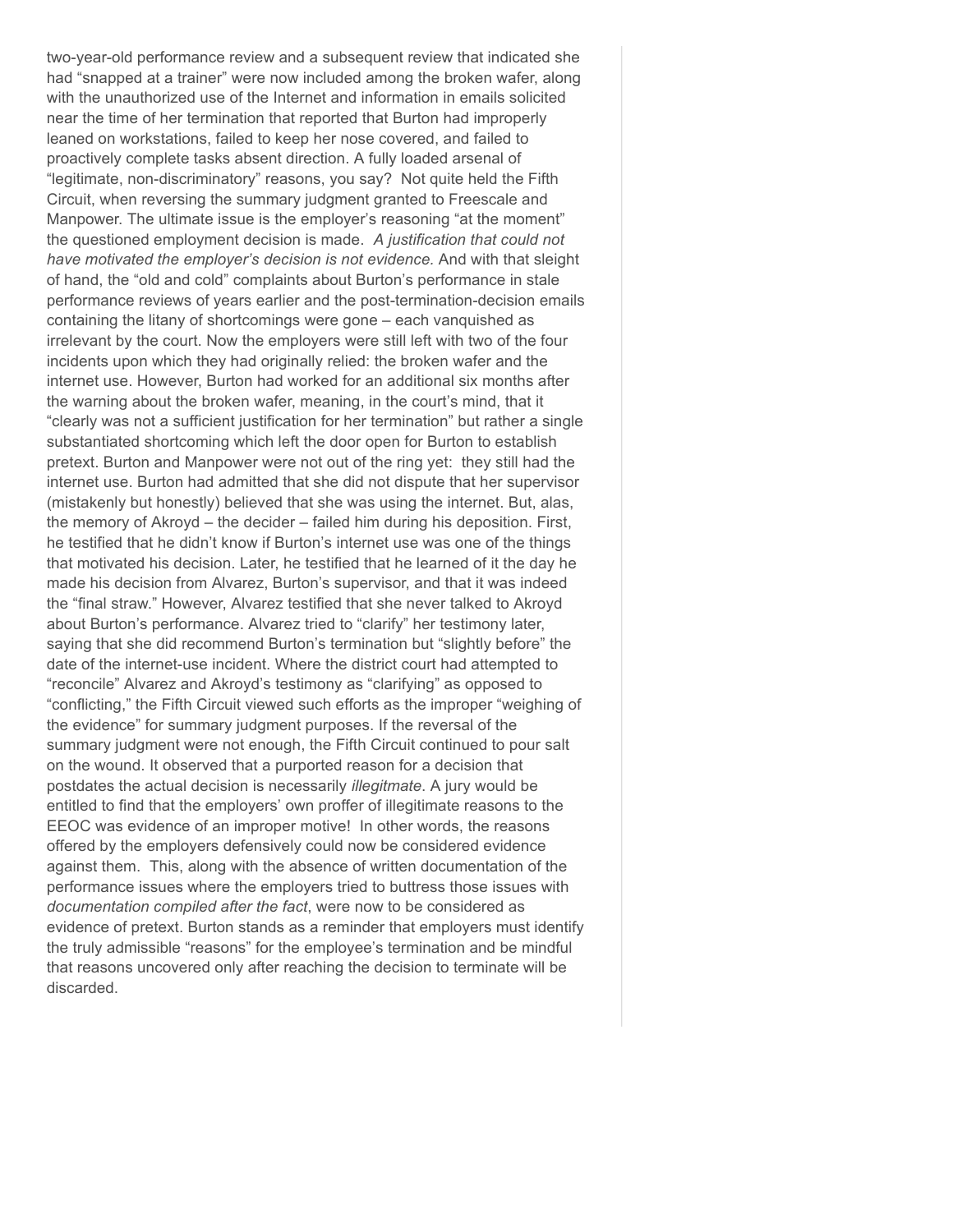two-year-old performance review and a subsequent review that indicated she had "snapped at a trainer" were now included among the broken wafer, along with the unauthorized use of the Internet and information in emails solicited near the time of her termination that reported that Burton had improperly leaned on workstations, failed to keep her nose covered, and failed to proactively complete tasks absent direction. A fully loaded arsenal of "legitimate, non-discriminatory" reasons, you say? Not quite held the Fifth Circuit, when reversing the summary judgment granted to Freescale and Manpower. The ultimate issue is the employer's reasoning "at the moment" the questioned employment decision is made. *A justification that could not have motivated the employer's decision is not evidence.* And with that sleight of hand, the "old and cold" complaints about Burton's performance in stale performance reviews of years earlier and the post-termination-decision emails containing the litany of shortcomings were gone – each vanquished as irrelevant by the court. Now the employers were still left with two of the four incidents upon which they had originally relied: the broken wafer and the internet use. However, Burton had worked for an additional six months after the warning about the broken wafer, meaning, in the court's mind, that it "clearly was not a sufficient justification for her termination" but rather a single substantiated shortcoming which left the door open for Burton to establish pretext. Burton and Manpower were not out of the ring yet: they still had the internet use. Burton had admitted that she did not dispute that her supervisor (mistakenly but honestly) believed that she was using the internet. But, alas, the memory of Akroyd – the decider – failed him during his deposition. First, he testified that he didn't know if Burton's internet use was one of the things that motivated his decision. Later, he testified that he learned of it the day he made his decision from Alvarez, Burton's supervisor, and that it was indeed the "final straw." However, Alvarez testified that she never talked to Akroyd about Burton's performance. Alvarez tried to "clarify" her testimony later, saying that she did recommend Burton's termination but "slightly before" the date of the internet-use incident. Where the district court had attempted to "reconcile" Alvarez and Akroyd's testimony as "clarifying" as opposed to "conflicting," the Fifth Circuit viewed such efforts as the improper "weighing of the evidence" for summary judgment purposes. If the reversal of the summary judgment were not enough, the Fifth Circuit continued to pour salt on the wound. It observed that a purported reason for a decision that postdates the actual decision is necessarily *illegitmate*. A jury would be entitled to find that the employers' own proffer of illegitimate reasons to the EEOC was evidence of an improper motive! In other words, the reasons offered by the employers defensively could now be considered evidence against them. This, along with the absence of written documentation of the performance issues where the employers tried to buttress those issues with *documentation compiled after the fact*, were now to be considered as evidence of pretext. Burton stands as a reminder that employers must identify the truly admissible "reasons" for the employee's termination and be mindful that reasons uncovered only after reaching the decision to terminate will be discarded.